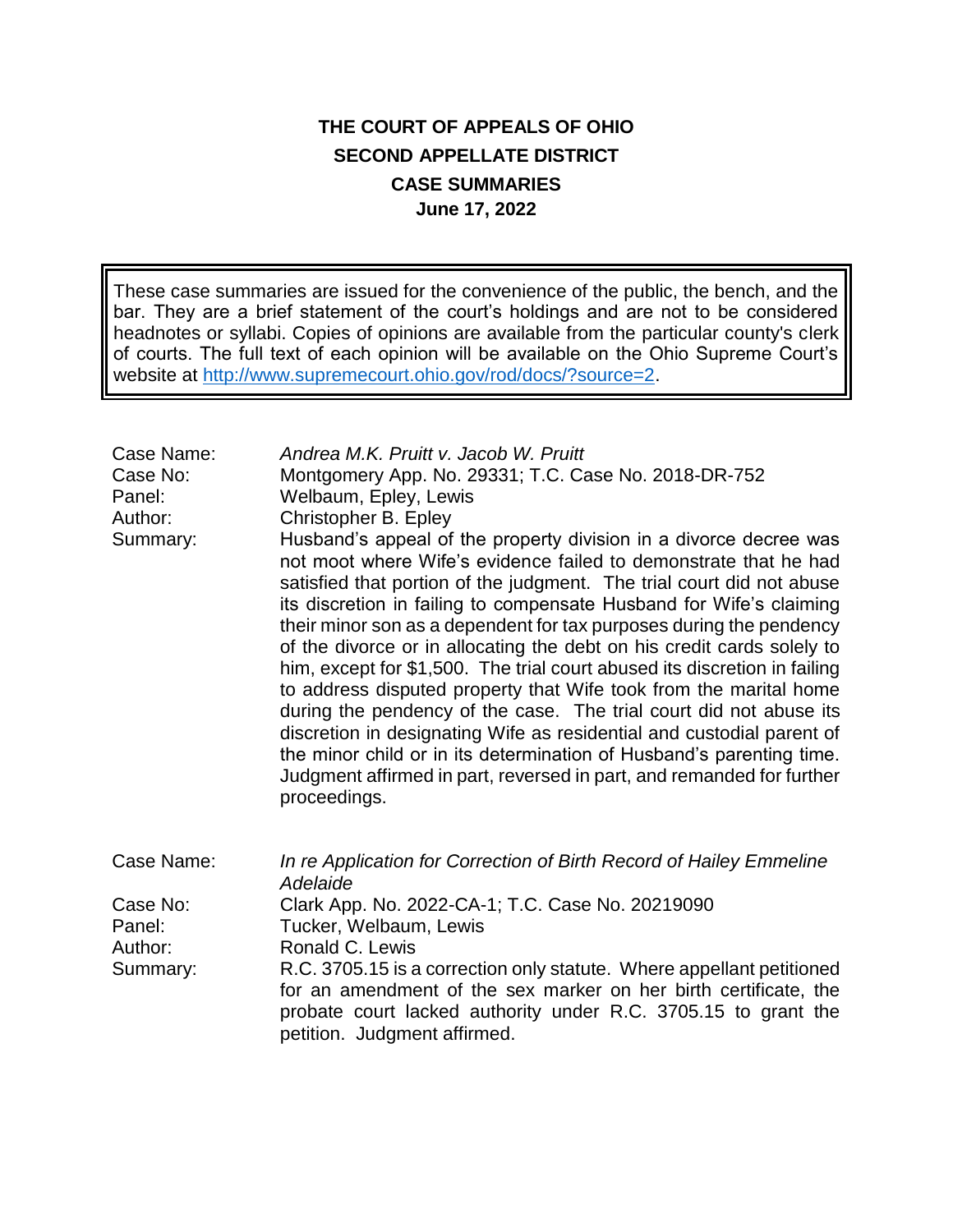# THE COURT OF APPEALS OF OHIO
## SECOND APPELLATE DISTRICT
## CASE SUMMARIES
**June 17, 2022**

These case summaries are issued for the convenience of the public, the bench, and the bar. They are a brief statement of the court's holdings and are not to be considered headnotes or syllabi. Copies of opinions are available from the particular county's clerk of courts. The full text of each opinion will be available on the Ohio Supreme Court's website at http://www.supremecourt.ohio.gov/rod/docs/?source=2.

| | |
|---|---|
| Case Name: | *Andrea M.K. Pruitt v. Jacob W. Pruitt* |
| Case No: | Montgomery App. No. 29331; T.C. Case No. 2018-DR-752 |
| Panel: | Welbaum, Epley, Lewis |
| Author: | Christopher B. Epley |
| Summary: | Husband's appeal of the property division in a divorce decree was not moot where Wife's evidence failed to demonstrate that he had satisfied that portion of the judgment. The trial court did not abuse its discretion in failing to compensate Husband for Wife's claiming their minor son as a dependent for tax purposes during the pendency of the divorce or in allocating the debt on his credit cards solely to him, except for $1,500. The trial court abused its discretion in failing to address disputed property that Wife took from the marital home during the pendency of the case. The trial court did not abuse its discretion in designating Wife as residential and custodial parent of the minor child or in its determination of Husband's parenting time. Judgment affirmed in part, reversed in part, and remanded for further proceedings. |

| | |
|---|---|
| Case Name: | *In re Application for Correction of Birth Record of Hailey Emmeline Adelaide* |
| Case No: | Clark App. No. 2022-CA-1; T.C. Case No. 20219090 |
| Panel: | Tucker, Welbaum, Lewis |
| Author: | Ronald C. Lewis |
| Summary: | R.C. 3705.15 is a correction only statute. Where appellant petitioned for an amendment of the sex marker on her birth certificate, the probate court lacked authority under R.C. 3705.15 to grant the petition. Judgment affirmed. |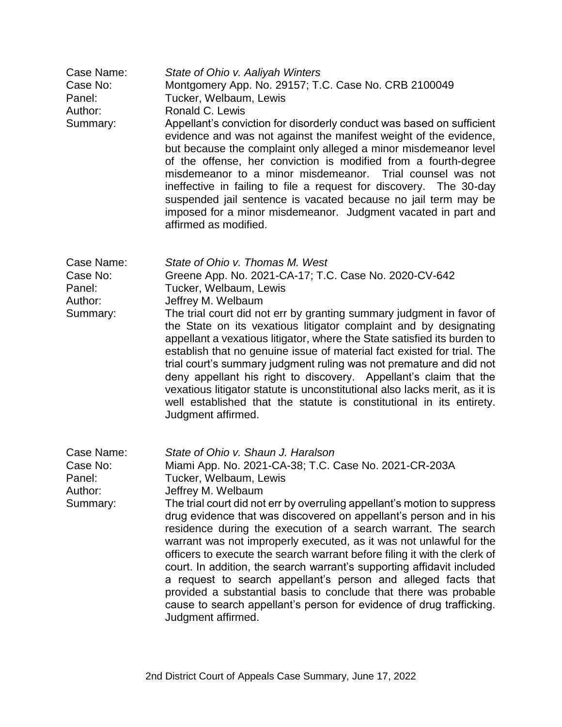Case Name: *State of Ohio v. Aaliyah Winters*
Case No: Montgomery App. No. 29157; T.C. Case No. CRB 2100049
Panel: Tucker, Welbaum, Lewis
Author: Ronald C. Lewis
Summary: Appellant's conviction for disorderly conduct was based on sufficient evidence and was not against the manifest weight of the evidence, but because the complaint only alleged a minor misdemeanor level of the offense, her conviction is modified from a fourth-degree misdemeanor to a minor misdemeanor. Trial counsel was not ineffective in failing to file a request for discovery. The 30-day suspended jail sentence is vacated because no jail term may be imposed for a minor misdemeanor. Judgment vacated in part and affirmed as modified.

Case Name: *State of Ohio v. Thomas M. West*
Case No: Greene App. No. 2021-CA-17; T.C. Case No. 2020-CV-642
Panel: Tucker, Welbaum, Lewis
Author: Jeffrey M. Welbaum
Summary: The trial court did not err by granting summary judgment in favor of the State on its vexatious litigator complaint and by designating appellant a vexatious litigator, where the State satisfied its burden to establish that no genuine issue of material fact existed for trial. The trial court's summary judgment ruling was not premature and did not deny appellant his right to discovery. Appellant's claim that the vexatious litigator statute is unconstitutional also lacks merit, as it is well established that the statute is constitutional in its entirety. Judgment affirmed.

Case Name: *State of Ohio v. Shaun J. Haralson*
Case No: Miami App. No. 2021-CA-38; T.C. Case No. 2021-CR-203A
Panel: Tucker, Welbaum, Lewis
Author: Jeffrey M. Welbaum
Summary: The trial court did not err by overruling appellant's motion to suppress drug evidence that was discovered on appellant's person and in his residence during the execution of a search warrant. The search warrant was not improperly executed, as it was not unlawful for the officers to execute the search warrant before filing it with the clerk of court. In addition, the search warrant's supporting affidavit included a request to search appellant's person and alleged facts that provided a substantial basis to conclude that there was probable cause to search appellant's person for evidence of drug trafficking. Judgment affirmed.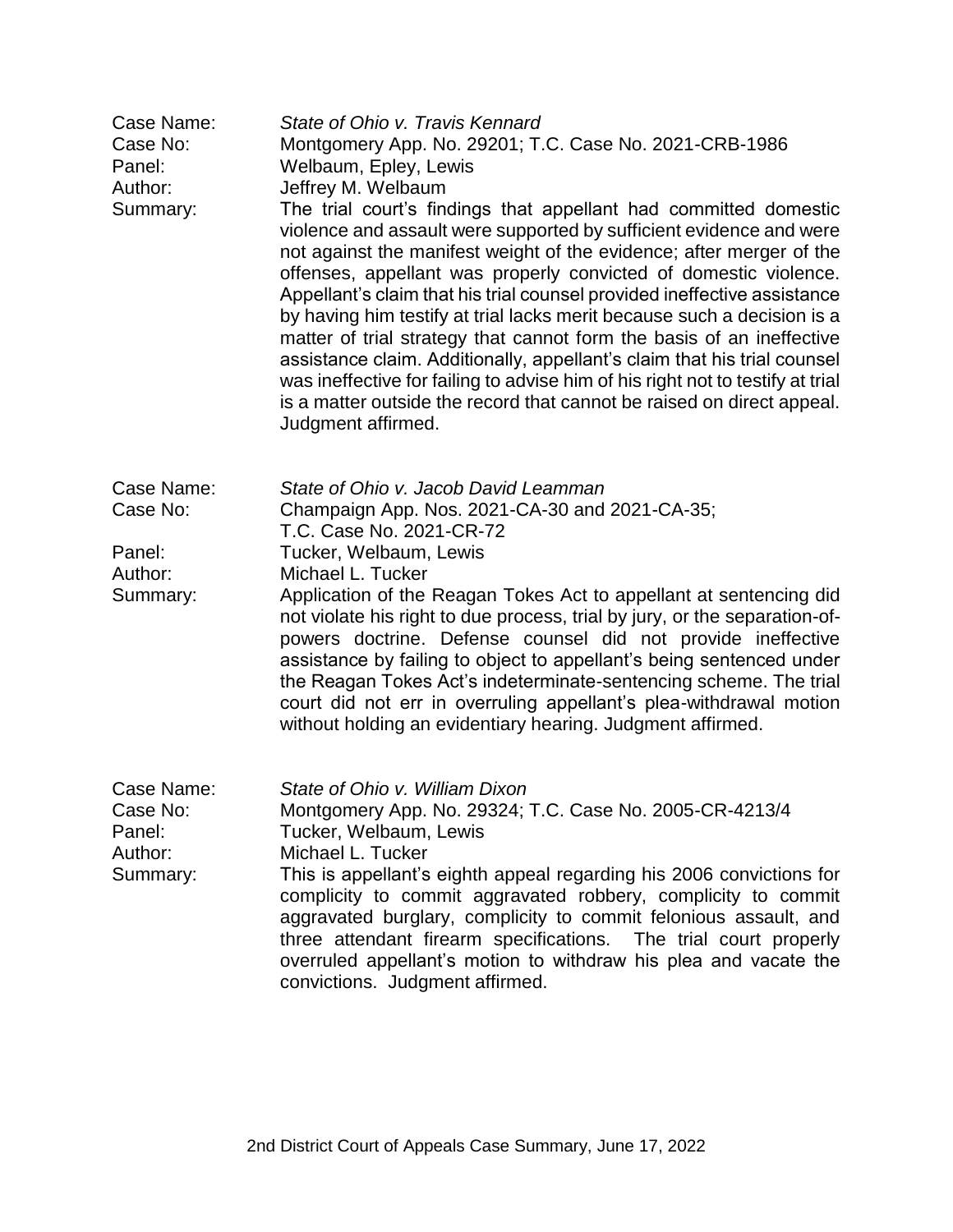Case Name: *State of Ohio v. Travis Kennard*
Case No: Montgomery App. No. 29201; T.C. Case No. 2021-CRB-1986
Panel: Welbaum, Epley, Lewis
Author: Jeffrey M. Welbaum
Summary: The trial court's findings that appellant had committed domestic violence and assault were supported by sufficient evidence and were not against the manifest weight of the evidence; after merger of the offenses, appellant was properly convicted of domestic violence. Appellant's claim that his trial counsel provided ineffective assistance by having him testify at trial lacks merit because such a decision is a matter of trial strategy that cannot form the basis of an ineffective assistance claim. Additionally, appellant's claim that his trial counsel was ineffective for failing to advise him of his right not to testify at trial is a matter outside the record that cannot be raised on direct appeal. Judgment affirmed.

Case Name: *State of Ohio v. Jacob David Leamman*
Case No: Champaign App. Nos. 2021-CA-30 and 2021-CA-35; T.C. Case No. 2021-CR-72
Panel: Tucker, Welbaum, Lewis
Author: Michael L. Tucker
Summary: Application of the Reagan Tokes Act to appellant at sentencing did not violate his right to due process, trial by jury, or the separation-of-powers doctrine. Defense counsel did not provide ineffective assistance by failing to object to appellant's being sentenced under the Reagan Tokes Act's indeterminate-sentencing scheme. The trial court did not err in overruling appellant's plea-withdrawal motion without holding an evidentiary hearing. Judgment affirmed.

Case Name: *State of Ohio v. William Dixon*
Case No: Montgomery App. No. 29324; T.C. Case No. 2005-CR-4213/4
Panel: Tucker, Welbaum, Lewis
Author: Michael L. Tucker
Summary: This is appellant's eighth appeal regarding his 2006 convictions for complicity to commit aggravated robbery, complicity to commit aggravated burglary, complicity to commit felonious assault, and three attendant firearm specifications. The trial court properly overruled appellant's motion to withdraw his plea and vacate the convictions. Judgment affirmed.

2nd District Court of Appeals Case Summary, June 17, 2022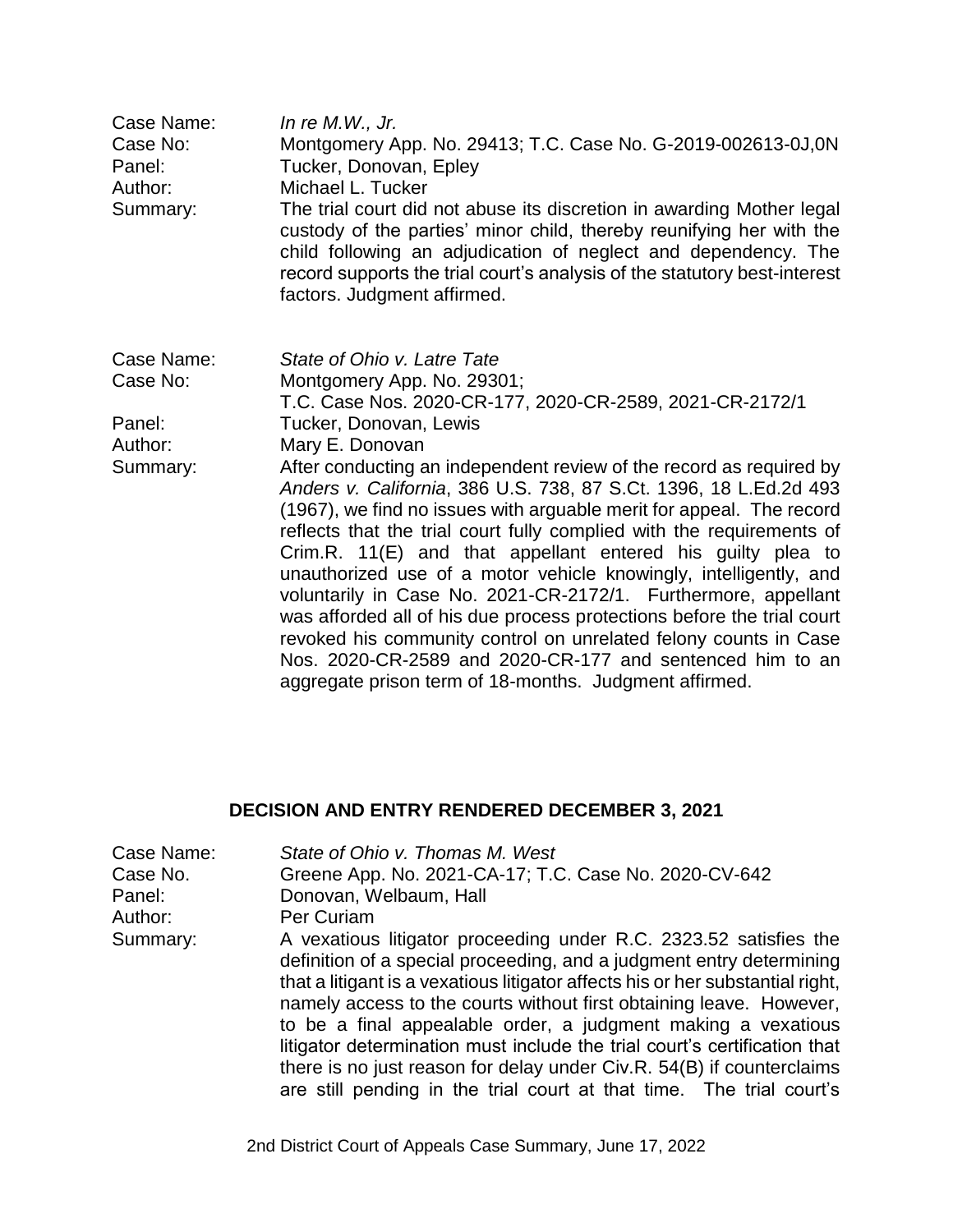Case Name: *In re M.W., Jr.*
Case No: Montgomery App. No. 29413; T.C. Case No. G-2019-002613-0J,0N
Panel: Tucker, Donovan, Epley
Author: Michael L. Tucker
Summary: The trial court did not abuse its discretion in awarding Mother legal custody of the parties' minor child, thereby reunifying her with the child following an adjudication of neglect and dependency. The record supports the trial court's analysis of the statutory best-interest factors. Judgment affirmed.

Case Name: *State of Ohio v. Latre Tate*
Case No: Montgomery App. No. 29301; T.C. Case Nos. 2020-CR-177, 2020-CR-2589, 2021-CR-2172/1
Panel: Tucker, Donovan, Lewis
Author: Mary E. Donovan
Summary: After conducting an independent review of the record as required by *Anders v. California*, 386 U.S. 738, 87 S.Ct. 1396, 18 L.Ed.2d 493 (1967), we find no issues with arguable merit for appeal. The record reflects that the trial court fully complied with the requirements of Crim.R. 11(E) and that appellant entered his guilty plea to unauthorized use of a motor vehicle knowingly, intelligently, and voluntarily in Case No. 2021-CR-2172/1. Furthermore, appellant was afforded all of his due process protections before the trial court revoked his community control on unrelated felony counts in Case Nos. 2020-CR-2589 and 2020-CR-177 and sentenced him to an aggregate prison term of 18-months. Judgment affirmed.

## DECISION AND ENTRY RENDERED DECEMBER 3, 2021

Case Name: *State of Ohio v. Thomas M. West*
Case No. Greene App. No. 2021-CA-17; T.C. Case No. 2020-CV-642
Panel: Donovan, Welbaum, Hall
Author: Per Curiam
Summary: A vexatious litigator proceeding under R.C. 2323.52 satisfies the definition of a special proceeding, and a judgment entry determining that a litigant is a vexatious litigator affects his or her substantial right, namely access to the courts without first obtaining leave. However, to be a final appealable order, a judgment making a vexatious litigator determination must include the trial court's certification that there is no just reason for delay under Civ.R. 54(B) if counterclaims are still pending in the trial court at that time. The trial court's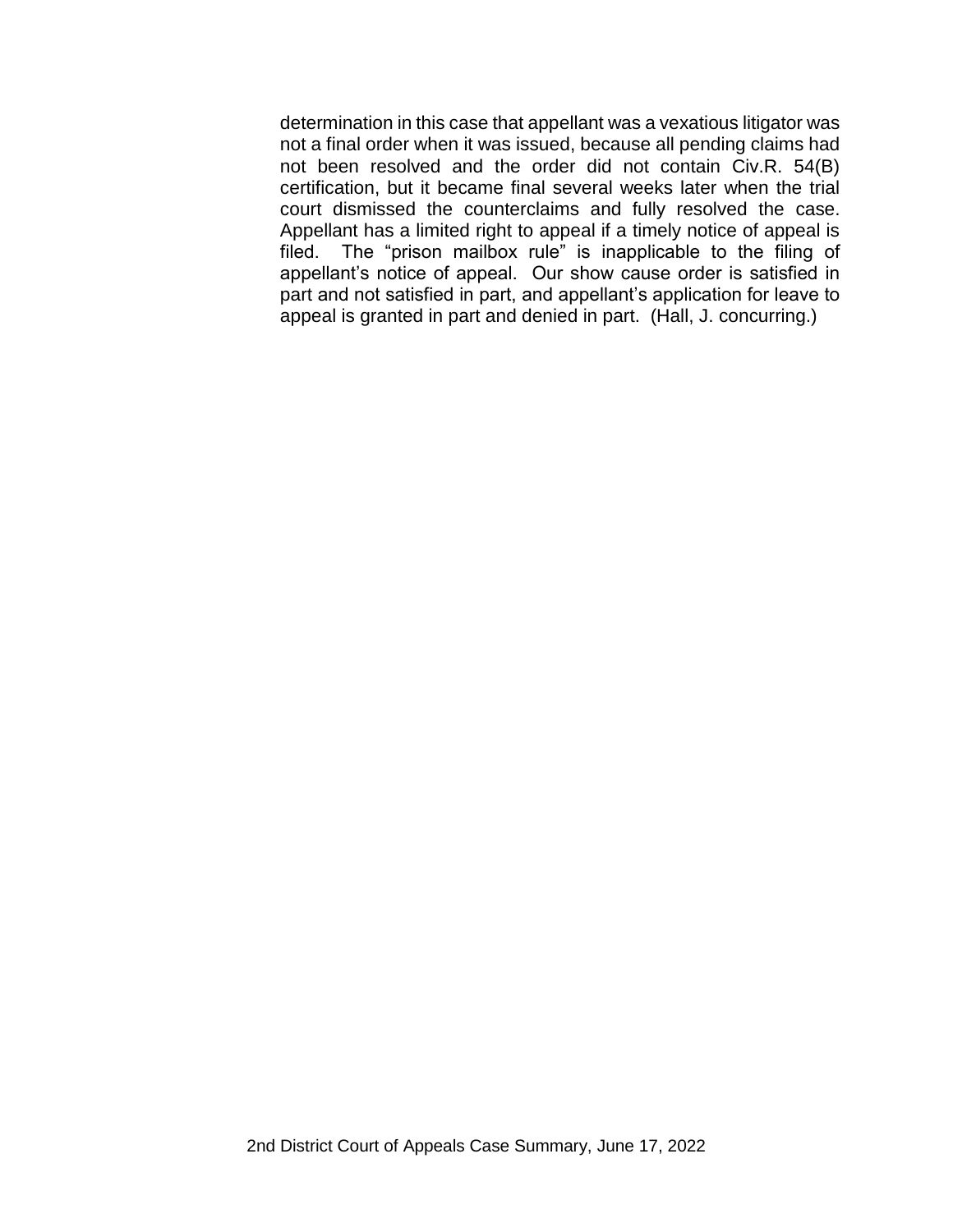determination in this case that appellant was a vexatious litigator was not a final order when it was issued, because all pending claims had not been resolved and the order did not contain Civ.R. 54(B) certification, but it became final several weeks later when the trial court dismissed the counterclaims and fully resolved the case. Appellant has a limited right to appeal if a timely notice of appeal is filed. The "prison mailbox rule" is inapplicable to the filing of appellant's notice of appeal. Our show cause order is satisfied in part and not satisfied in part, and appellant's application for leave to appeal is granted in part and denied in part. (Hall, J. concurring.)